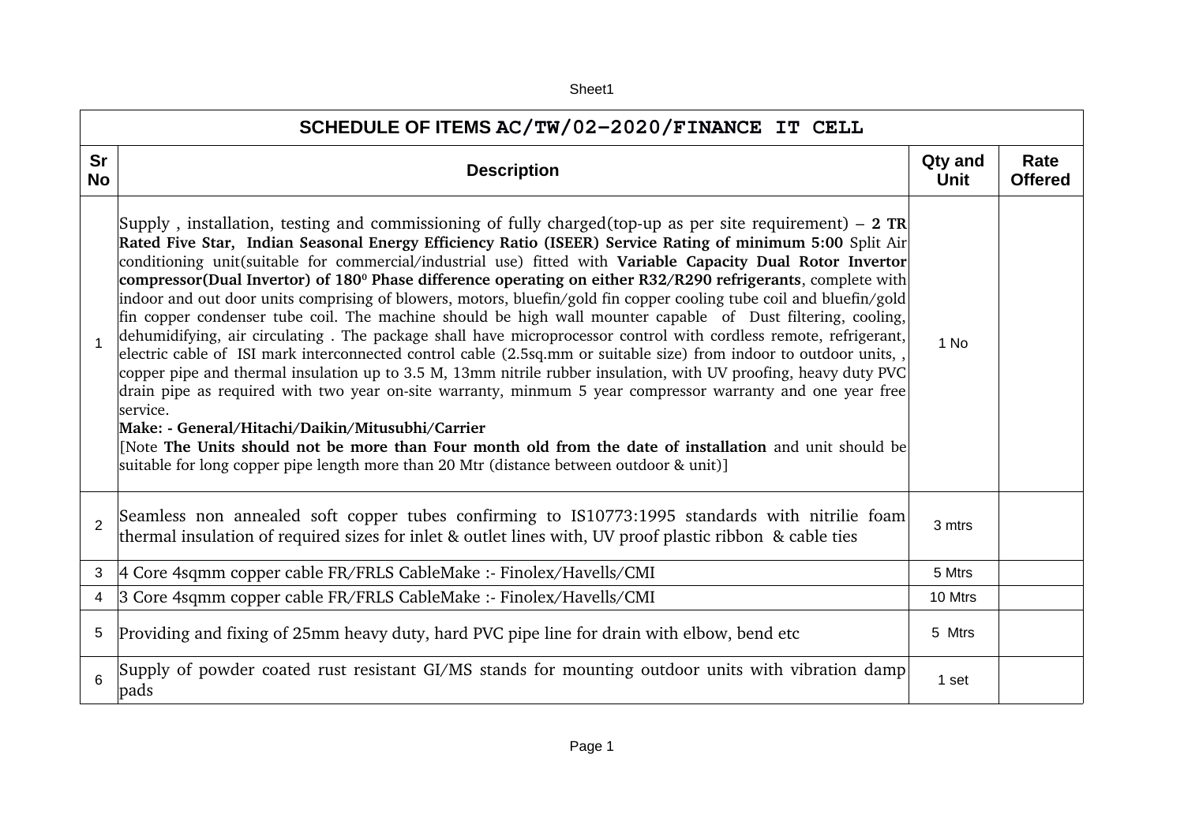| SCHEDULE OF ITEMS AC/TW/02-2020/FINANCE IT CELL | | | |
|---|---|---|---|
| **Sr No** | **Description** | **Qty and Unit** | **Rate Offered** |
| 1 | Supply , installation, testing and commissioning of fully charged(top-up as per site requirement) – **2 TR Rated Five Star, Indian Seasonal Energy Efficiency Ratio (ISEER) Service Rating of minimum 5:00** Split Air conditioning unit(suitable for commercial/industrial use) fitted with **Variable Capacity Dual Rotor Invertor compressor(Dual Invertor) of $180^0$ Phase difference operating on either R32/R290 refrigerants**, complete with indoor and out door units comprising of blowers, motors, bluefin/gold fin copper cooling tube coil and bluefin/gold fin copper condenser tube coil. The machine should be high wall mounter capable of Dust filtering, cooling, dehumidifying, air circulating . The package shall have microprocessor control with cordless remote, refrigerant, electric cable of ISI mark interconnected control cable (2.5sq.mm or suitable size) from indoor to outdoor units, , copper pipe and thermal insulation up to 3.5 M, 13mm nitrile rubber insulation, with UV proofing, heavy duty PVC drain pipe as required with two year on-site warranty, minmum 5 year compressor warranty and one year free service.<br>**Make: - General/Hitachi/Daikin/Mitusubhi/Carrier**<br>[Note **The Units should not be more than Four month old from the date of installation** and unit should be suitable for long copper pipe length more than 20 Mtr (distance between outdoor & unit)] | 1 No | |
| 2 | Seamless non annealed soft copper tubes confirming to IS10773:1995 standards with nitrilie foam thermal insulation of required sizes for inlet & outlet lines with, UV proof plastic ribbon & cable ties | 3 mtrs | |
| 3 | 4 Core 4sqmm copper cable FR/FRLS CableMake :- Finolex/Havells/CMI | 5 Mtrs | |
| 4 | 3 Core 4sqmm copper cable FR/FRLS CableMake :- Finolex/Havells/CMI | 10 Mtrs | |
| 5 | Providing and fixing of 25mm heavy duty, hard PVC pipe line for drain with elbow, bend etc | 5 Mtrs | |
| 6 | Supply of powder coated rust resistant GI/MS stands for mounting outdoor units with vibration damp pads | 1 set | |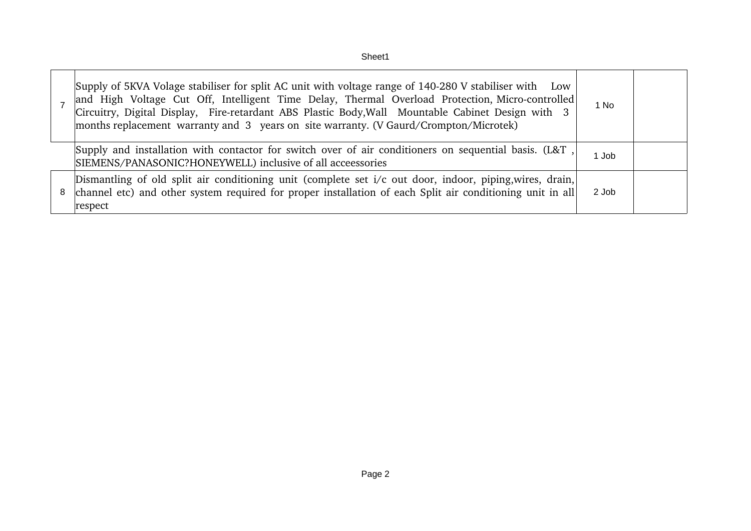| | | | |
|---|---|---|---|
| 7 | Supply of 5KVA Volage stabiliser for split AC unit with voltage range of 140-280 V stabiliser with Low and High Voltage Cut Off, Intelligent Time Delay, Thermal Overload Protection, Micro-controlled Circuitry, Digital Display, Fire-retardant ABS Plastic Body,Wall Mountable Cabinet Design with 3 months replacement warranty and 3 years on site warranty. (V Gaurd/Crompton/Microtek) | 1 No | |
| | Supply and installation with contactor for switch over of air conditioners on sequential basis. (L&T , SIEMENS/PANASONIC?HONEYWELL) inclusive of all acceessories | 1 Job | |
| 8 | Dismantling of old split air conditioning unit (complete set i/c out door, indoor, piping,wires, drain, channel etc) and other system required for proper installation of each Split air conditioning unit in all respect | 2 Job | |